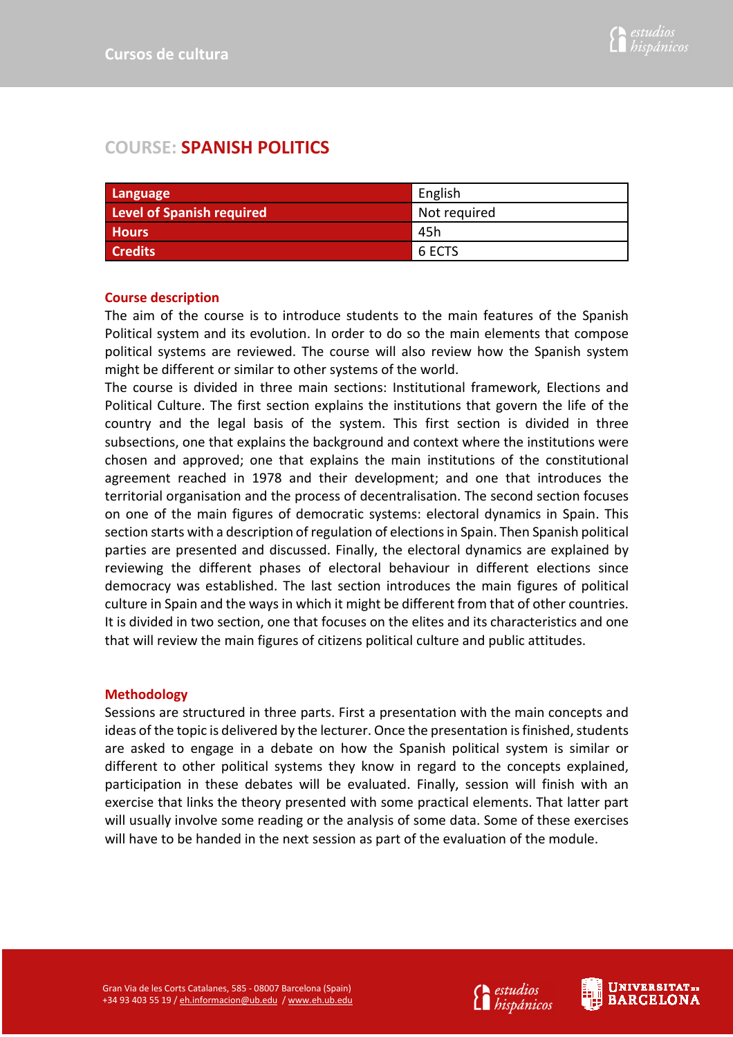# COURSE: SPANISH POLITICS

| Language | English |
|---|---|
| Level of Spanish required | Not required |
| Hours | 45h |
| Credits | 6 ECTS |

## Course description

The aim of the course is to introduce students to the main features of the Spanish Political system and its evolution. In order to do so the main elements that compose political systems are reviewed. The course will also review how the Spanish system might be different or similar to other systems of the world.

The course is divided in three main sections: Institutional framework, Elections and Political Culture. The first section explains the institutions that govern the life of the country and the legal basis of the system. This first section is divided in three subsections, one that explains the background and context where the institutions were chosen and approved; one that explains the main institutions of the constitutional agreement reached in 1978 and their development; and one that introduces the territorial organisation and the process of decentralisation. The second section focuses on one of the main figures of democratic systems: electoral dynamics in Spain. This section starts with a description of regulation of elections in Spain. Then Spanish political parties are presented and discussed. Finally, the electoral dynamics are explained by reviewing the different phases of electoral behaviour in different elections since democracy was established. The last section introduces the main figures of political culture in Spain and the ways in which it might be different from that of other countries. It is divided in two section, one that focuses on the elites and its characteristics and one that will review the main figures of citizens political culture and public attitudes.

## Methodology

Sessions are structured in three parts. First a presentation with the main concepts and ideas of the topic is delivered by the lecturer. Once the presentation is finished, students are asked to engage in a debate on how the Spanish political system is similar or different to other political systems they know in regard to the concepts explained, participation in these debates will be evaluated. Finally, session will finish with an exercise that links the theory presented with some practical elements. That latter part will usually involve some reading or the analysis of some data. Some of these exercises will have to be handed in the next session as part of the evaluation of the module.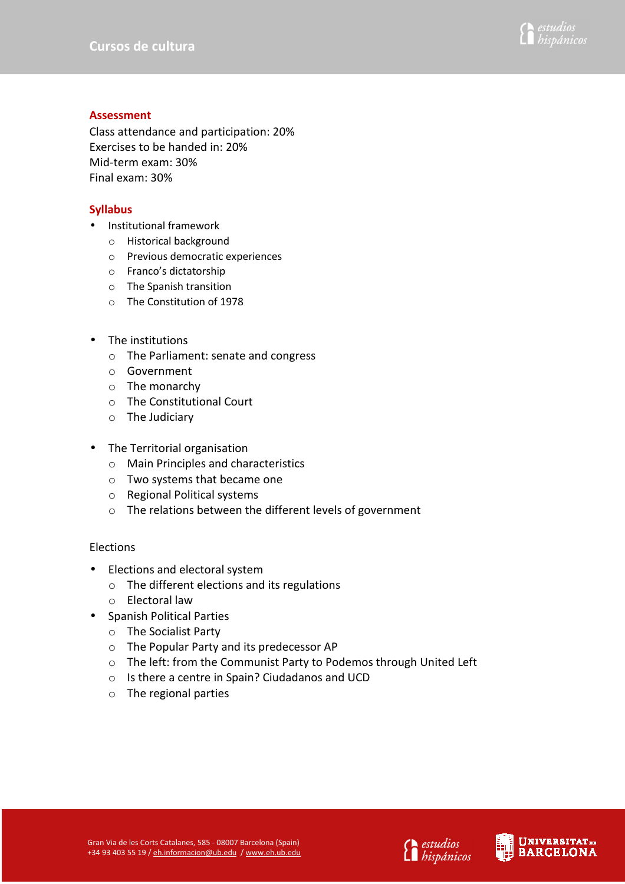## Assessment

Class attendance and participation: 20%
Exercises to be handed in: 20%
Mid-term exam: 30%
Final exam: 30%

## Syllabus

- Institutional framework
  - Historical background
  - Previous democratic experiences
  - Franco's dictatorship
  - The Spanish transition
  - The Constitution of 1978

- The institutions
  - The Parliament: senate and congress
  - Government
  - The monarchy
  - The Constitutional Court
  - The Judiciary

- The Territorial organisation
  - Main Principles and characteristics
  - Two systems that became one
  - Regional Political systems
  - The relations between the different levels of government

Elections

- Elections and electoral system
  - The different elections and its regulations
  - Electoral law
- Spanish Political Parties
  - The Socialist Party
  - The Popular Party and its predecessor AP
  - The left: from the Communist Party to Podemos through United Left
  - Is there a centre in Spain? Ciudadanos and UCD
  - The regional parties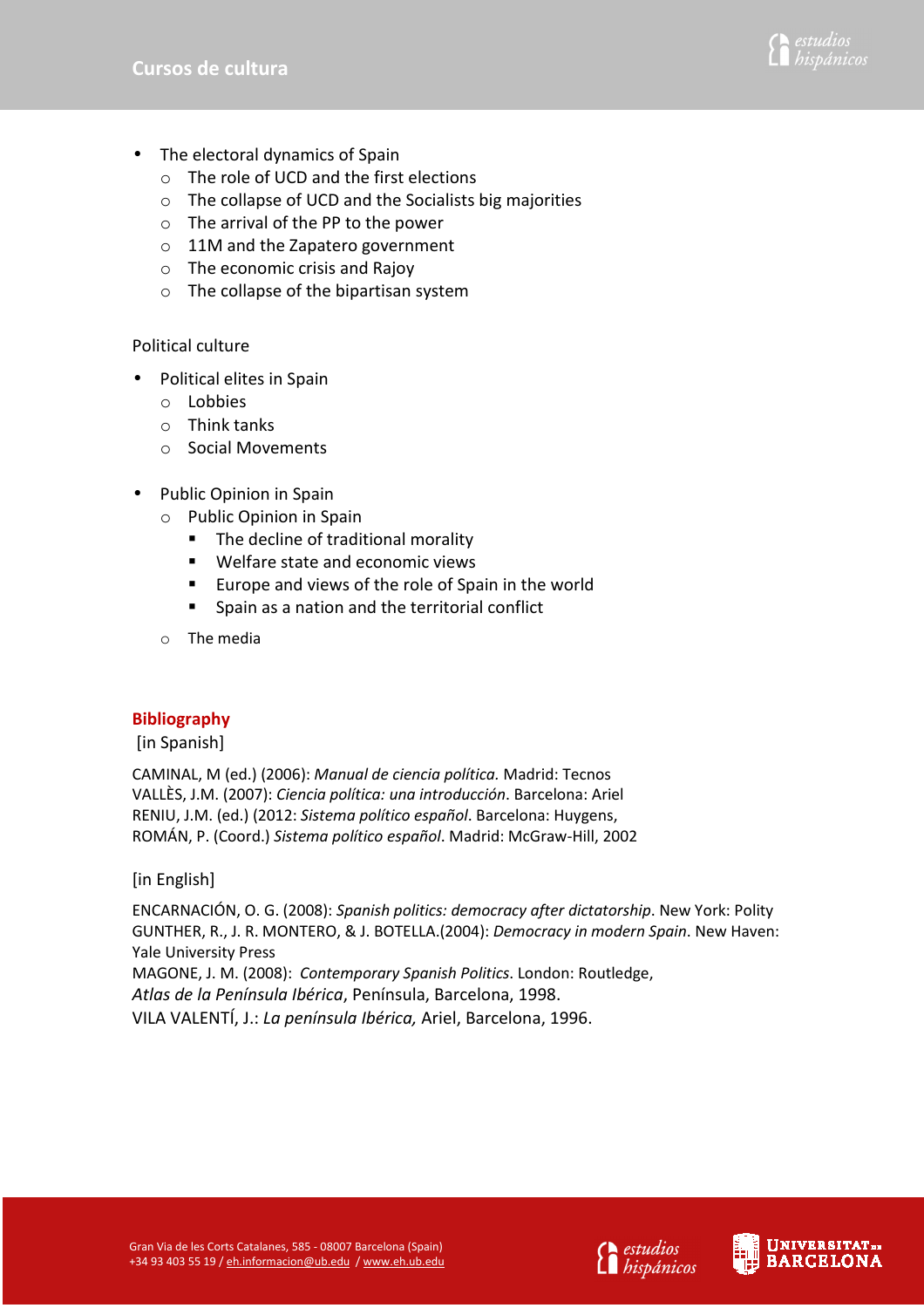- The electoral dynamics of Spain
  - The role of UCD and the first elections
  - The collapse of UCD and the Socialists big majorities
  - The arrival of the PP to the power
  - 11M and the Zapatero government
  - The economic crisis and Rajoy
  - The collapse of the bipartisan system

Political culture

- Political elites in Spain
  - Lobbies
  - Think tanks
  - Social Movements

- Public Opinion in Spain
  - Public Opinion in Spain
    - The decline of traditional morality
    - Welfare state and economic views
    - Europe and views of the role of Spain in the world
    - Spain as a nation and the territorial conflict
  - The media

## Bibliography

[in Spanish]

CAMINAL, M (ed.) (2006): *Manual de ciencia política.* Madrid: Tecnos
VALLÈS, J.M. (2007): *Ciencia política: una introducción*. Barcelona: Ariel
RENIU, J.M. (ed.) (2012: *Sistema político español*. Barcelona: Huygens,
ROMÁN, P. (Coord.) *Sistema político español*. Madrid: McGraw-Hill, 2002

[in English]

ENCARNACIÓN, O. G. (2008): *Spanish politics: democracy after dictatorship*. New York: Polity
GUNTHER, R., J. R. MONTERO, & J. BOTELLA.(2004): *Democracy in modern Spain*. New Haven: Yale University Press
MAGONE, J. M. (2008): *Contemporary Spanish Politics*. London: Routledge,
*Atlas de la Península Ibérica*, Península, Barcelona, 1998.
VILA VALENTÍ, J.: *La península Ibérica,* Ariel, Barcelona, 1996.